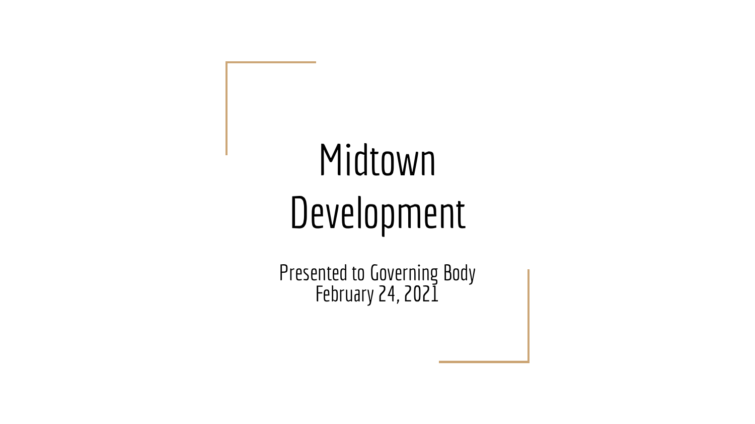# Midtown Development

Presented to Governing Body
February 24, 2021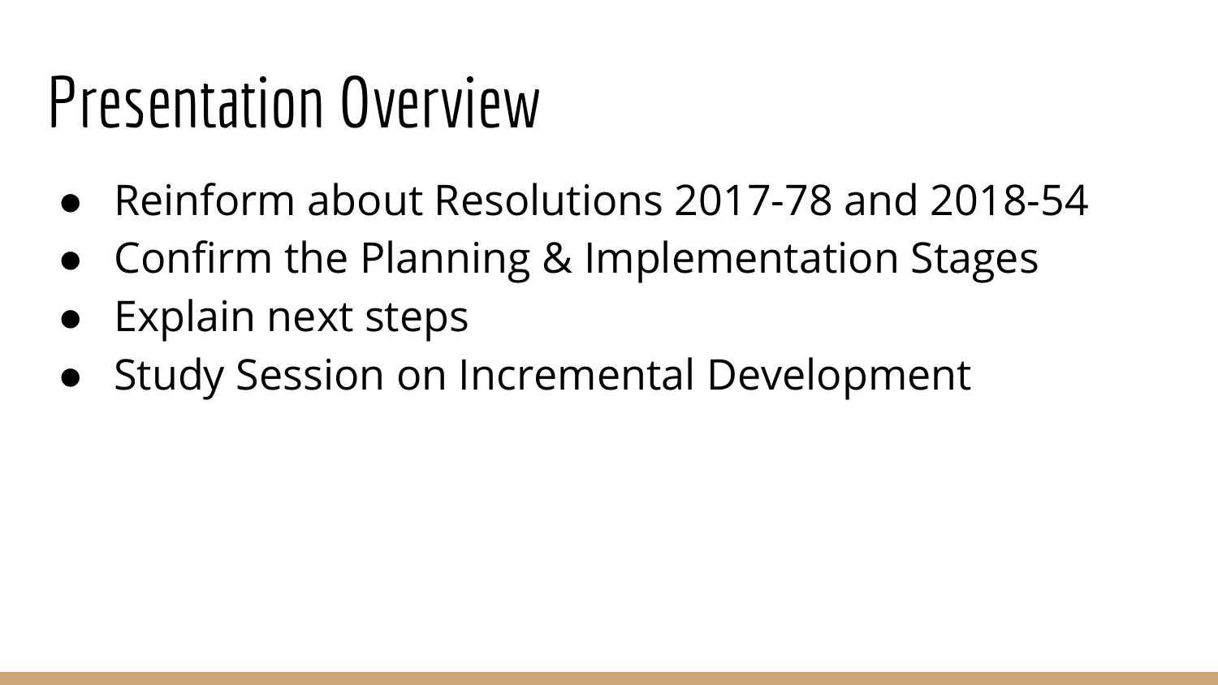# Presentation Overview

- Reinform about Resolutions 2017-78 and 2018-54
- Confirm the Planning & Implementation Stages
- Explain next steps
- Study Session on Incremental Development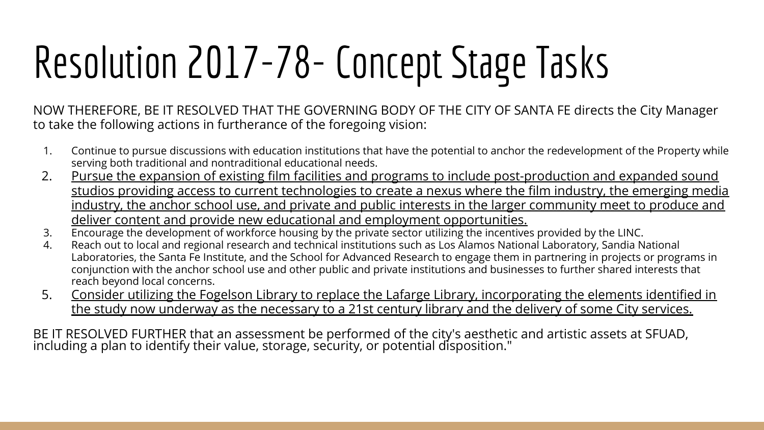# Resolution 2017-78- Concept Stage Tasks

NOW THEREFORE, BE IT RESOLVED THAT THE GOVERNING BODY OF THE CITY OF SANTA FE directs the City Manager to take the following actions in furtherance of the foregoing vision:

1. Continue to pursue discussions with education institutions that have the potential to anchor the redevelopment of the Property while serving both traditional and nontraditional educational needs.
2. <u>Pursue the expansion of existing film facilities and programs to include post-production and expanded sound studios providing access to current technologies to create a nexus where the film industry, the emerging media industry, the anchor school use, and private and public interests in the larger community meet to produce and deliver content and provide new educational and employment opportunities.</u>
3. Encourage the development of workforce housing by the private sector utilizing the incentives provided by the LINC.
4. Reach out to local and regional research and technical institutions such as Los Alamos National Laboratory, Sandia National Laboratories, the Santa Fe Institute, and the School for Advanced Research to engage them in partnering in projects or programs in conjunction with the anchor school use and other public and private institutions and businesses to further shared interests that reach beyond local concerns.
5. <u>Consider utilizing the Fogelson Library to replace the Lafarge Library, incorporating the elements identified in the study now underway as the necessary to a 21st century library and the delivery of some City services.</u>

BE IT RESOLVED FURTHER that an assessment be performed of the city's aesthetic and artistic assets at SFUAD, including a plan to identify their value, storage, security, or potential disposition."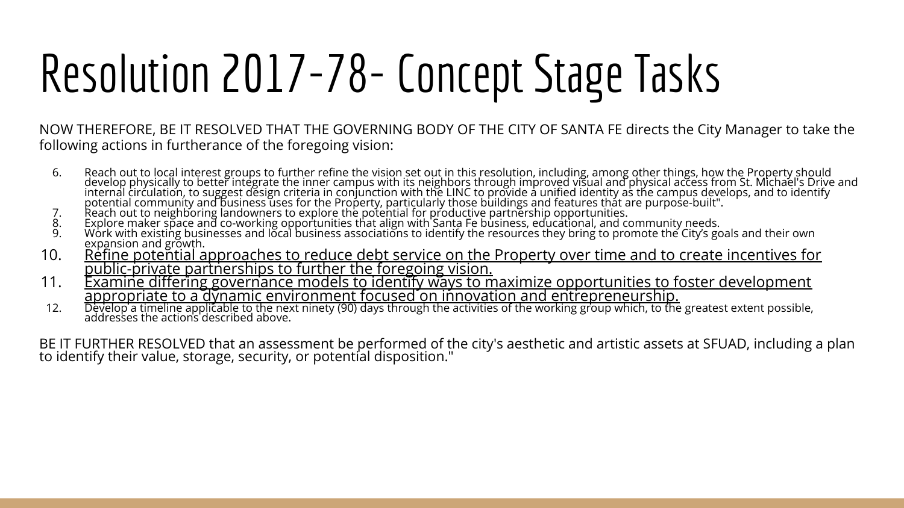# Resolution 2017-78- Concept Stage Tasks

NOW THEREFORE, BE IT RESOLVED THAT THE GOVERNING BODY OF THE CITY OF SANTA FE directs the City Manager to take the following actions in furtherance of the foregoing vision:

6. Reach out to local interest groups to further refine the vision set out in this resolution, including, among other things, how the Property should develop physically to better integrate the inner campus with its neighbors through improved visual and physical access from St. Michael's Drive and internal circulation, to suggest design criteria in conjunction with the LINC to provide a unified identity as the campus develops, and to identify potential community and business uses for the Property, particularly those buildings and features that are purpose-built".
7. Reach out to neighboring landowners to explore the potential for productive partnership opportunities.
8. Explore maker space and co-working opportunities that align with Santa Fe business, educational, and community needs.
9. Work with existing businesses and local business associations to identify the resources they bring to promote the City's goals and their own expansion and growth.
10. <u>Refine potential approaches to reduce debt service on the Property over time and to create incentives for public-private partnerships to further the foregoing vision.</u>
11. <u>Examine differing governance models to identify ways to maximize opportunities to foster development appropriate to a dynamic environment focused on innovation and entrepreneurship.</u>
12. Develop a timeline applicable to the next ninety (90) days through the activities of the working group which, to the greatest extent possible, addresses the actions described above.

BE IT FURTHER RESOLVED that an assessment be performed of the city's aesthetic and artistic assets at SFUAD, including a plan to identify their value, storage, security, or potential disposition."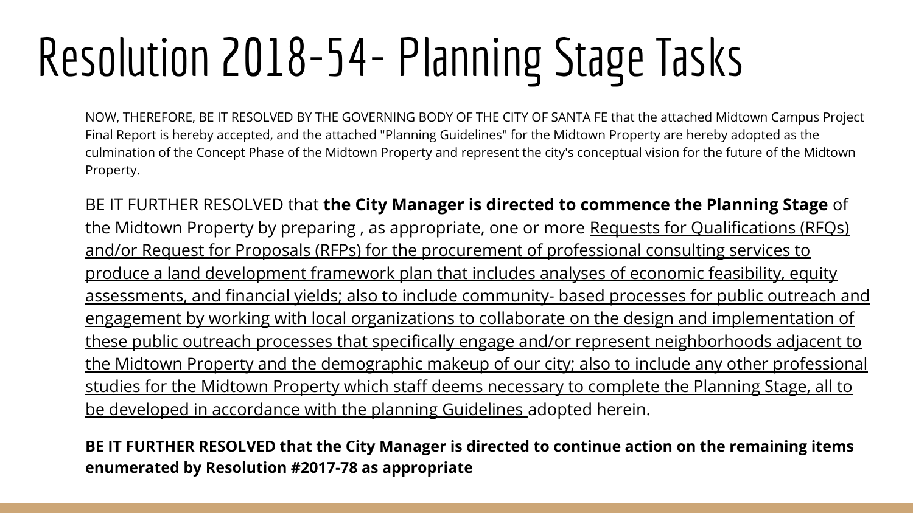# Resolution 2018-54- Planning Stage Tasks

NOW, THEREFORE, BE IT RESOLVED BY THE GOVERNING BODY OF THE CITY OF SANTA FE that the attached Midtown Campus Project Final Report is hereby accepted, and the attached "Planning Guidelines" for the Midtown Property are hereby adopted as the culmination of the Concept Phase of the Midtown Property and represent the city's conceptual vision for the future of the Midtown Property.

BE IT FURTHER RESOLVED that **the City Manager is directed to commence the Planning Stage** of the Midtown Property by preparing , as appropriate, one or more <u>Requests for Qualifications (RFQs) and/or Request for Proposals (RFPs) for the procurement of professional consulting services to produce a land development framework plan that includes analyses of economic feasibility, equity assessments, and financial yields; also to include community- based processes for public outreach and engagement by working with local organizations to collaborate on the design and implementation of these public outreach processes that specifically engage and/or represent neighborhoods adjacent to the Midtown Property and the demographic makeup of our city; also to include any other professional studies for the Midtown Property which staff deems necessary to complete the Planning Stage, all to be developed in accordance with the planning Guidelines</u> adopted herein.

**BE IT FURTHER RESOLVED that the City Manager is directed to continue action on the remaining items enumerated by Resolution #2017-78 as appropriate**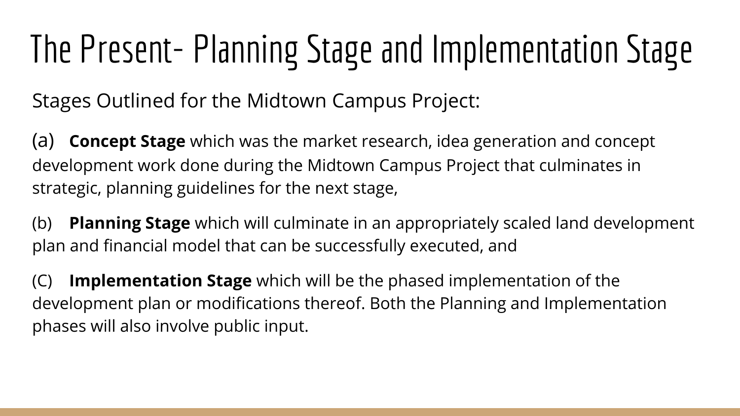# The Present- Planning Stage and Implementation Stage

Stages Outlined for the Midtown Campus Project:

(a) **Concept Stage** which was the market research, idea generation and concept development work done during the Midtown Campus Project that culminates in strategic, planning guidelines for the next stage,

(b) **Planning Stage** which will culminate in an appropriately scaled land development plan and financial model that can be successfully executed, and

(C) **Implementation Stage** which will be the phased implementation of the development plan or modifications thereof. Both the Planning and Implementation phases will also involve public input.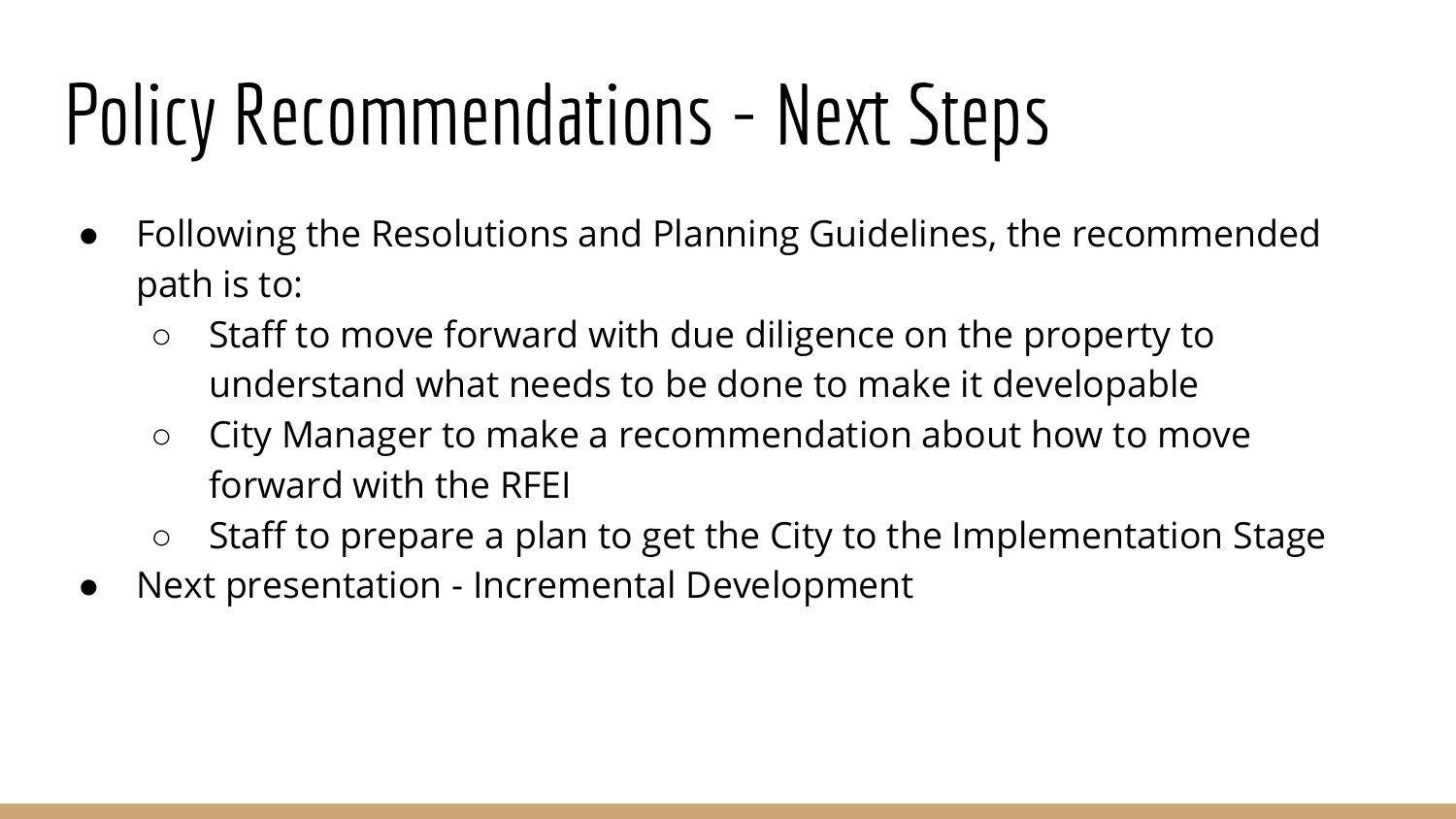# Policy Recommendations - Next Steps

- Following the Resolutions and Planning Guidelines, the recommended path is to:
  - Staff to move forward with due diligence on the property to understand what needs to be done to make it developable
  - City Manager to make a recommendation about how to move forward with the RFEI
  - Staff to prepare a plan to get the City to the Implementation Stage
- Next presentation - Incremental Development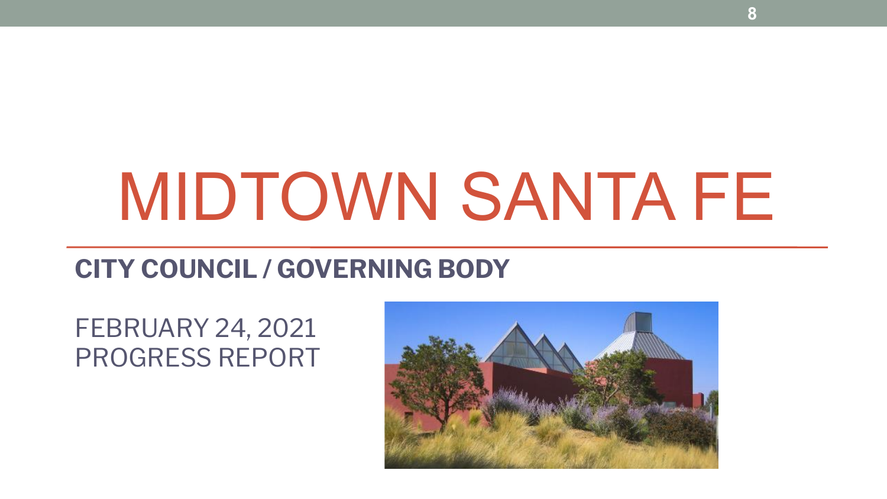# MIDTOWN SANTA FE

## CITY COUNCIL / GOVERNING BODY

FEBRUARY 24, 2021
PROGRESS REPORT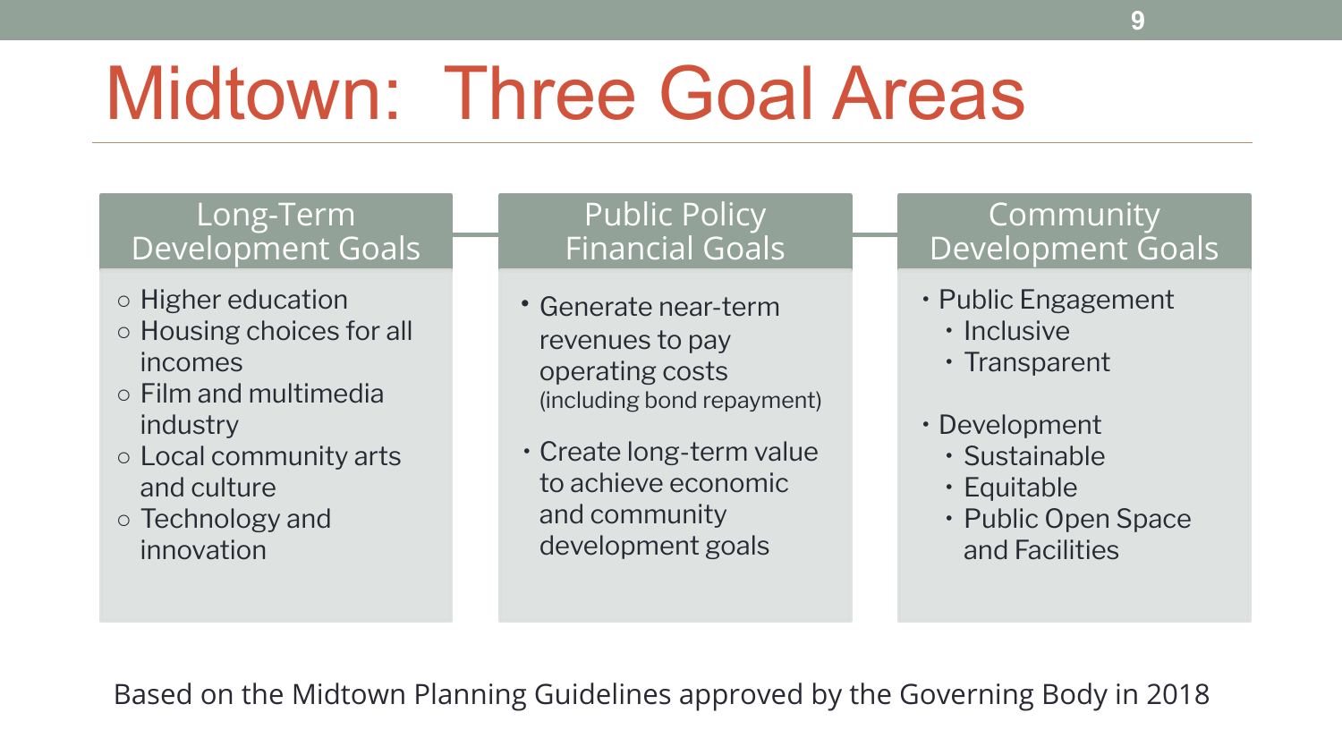# Midtown: Three Goal Areas

## Long-Term Development Goals

- Higher education
- Housing choices for all incomes
- Film and multimedia industry
- Local community arts and culture
- Technology and innovation

## Public Policy Financial Goals

- Generate near-term revenues to pay operating costs (including bond repayment)
- Create long-term value to achieve economic and community development goals

## Community Development Goals

- Public Engagement
  - Inclusive
  - Transparent
- Development
  - Sustainable
  - Equitable
  - Public Open Space and Facilities

Based on the Midtown Planning Guidelines approved by the Governing Body in 2018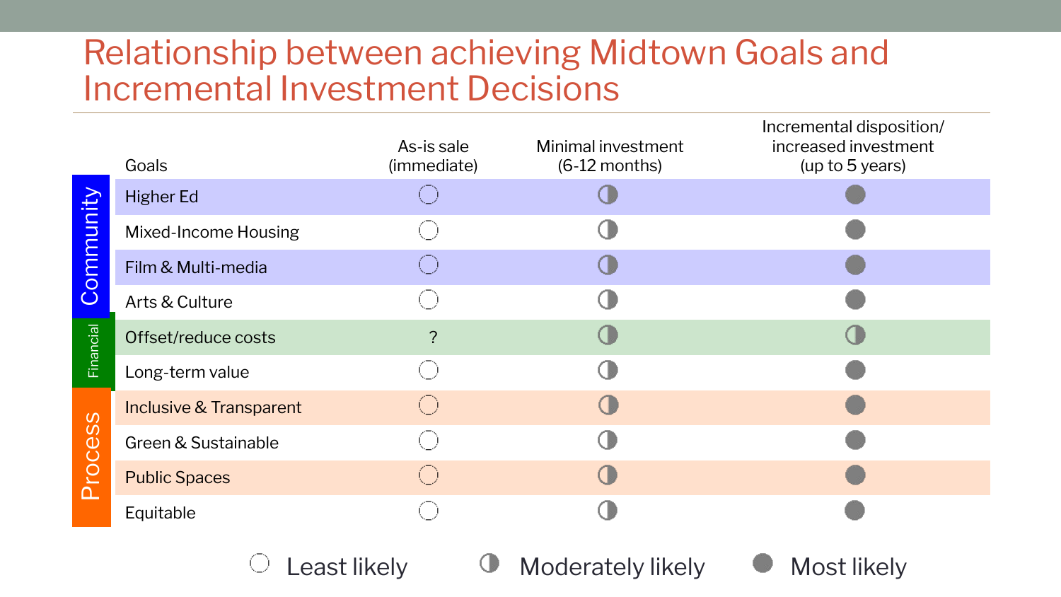# Relationship between achieving Midtown Goals and Incremental Investment Decisions

| | Goals | As-is sale (immediate) | Minimal investment (6-12 months) | Incremental disposition/ increased investment (up to 5 years) |
|---|---|---|---|---|
| Community | Higher Ed | ◌ | ◑ | ● |
| Community | Mixed-Income Housing | ◌ | ◑ | ● |
| Community | Film & Multi-media | ◌ | ◑ | ● |
| Community | Arts & Culture | ◌ | ◑ | ● |
| Financial | Offset/reduce costs | ? | ◑ | ◑ |
| Financial | Long-term value | ◌ | ◑ | ● |
| Process | Inclusive & Transparent | ◌ | ◑ | ● |
| Process | Green & Sustainable | ◌ | ◑ | ● |
| Process | Public Spaces | ◌ | ◑ | ● |
| Process | Equitable | ◌ | ◑ | ● |

◌ Least likely ◑ Moderately likely ● Most likely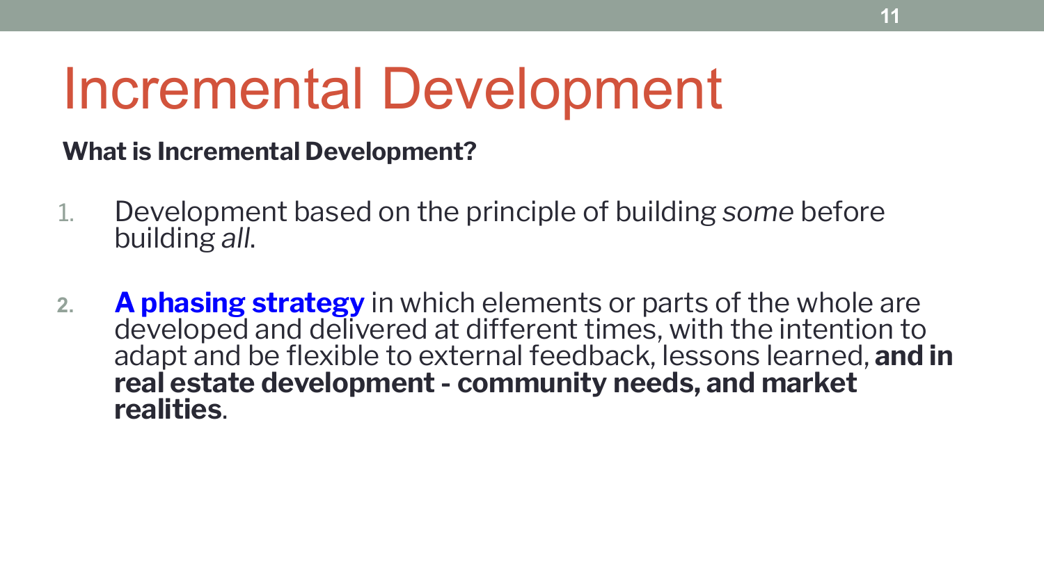# Incremental Development

**What is Incremental Development?**

1. Development based on the principle of building *some* before building *all*.

2. **A phasing strategy** in which elements or parts of the whole are developed and delivered at different times, with the intention to adapt and be flexible to external feedback, lessons learned, **and in real estate development - community needs, and market realities**.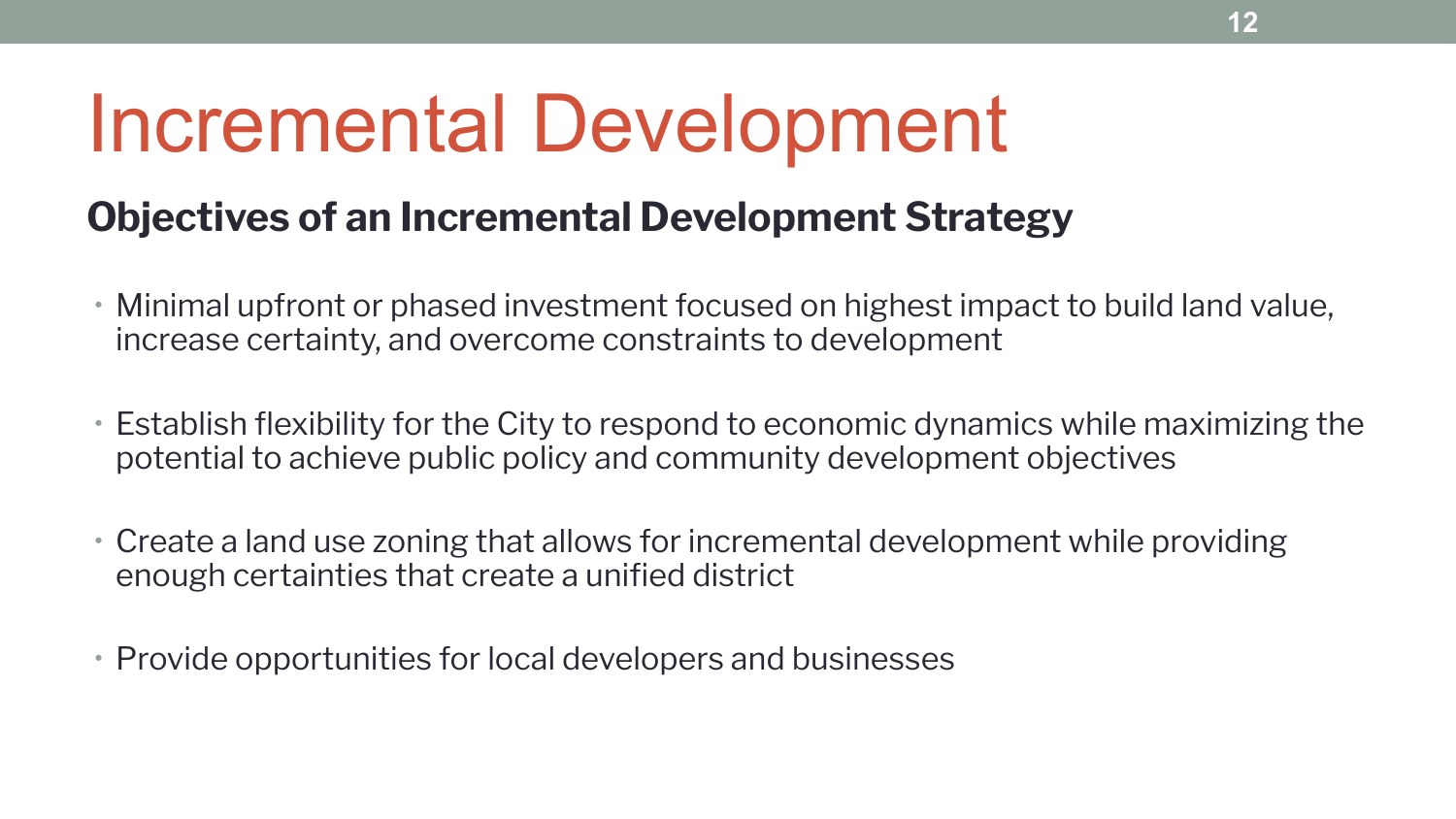# Incremental Development

## Objectives of an Incremental Development Strategy

- Minimal upfront or phased investment focused on highest impact to build land value, increase certainty, and overcome constraints to development
- Establish flexibility for the City to respond to economic dynamics while maximizing the potential to achieve public policy and community development objectives
- Create a land use zoning that allows for incremental development while providing enough certainties that create a unified district
- Provide opportunities for local developers and businesses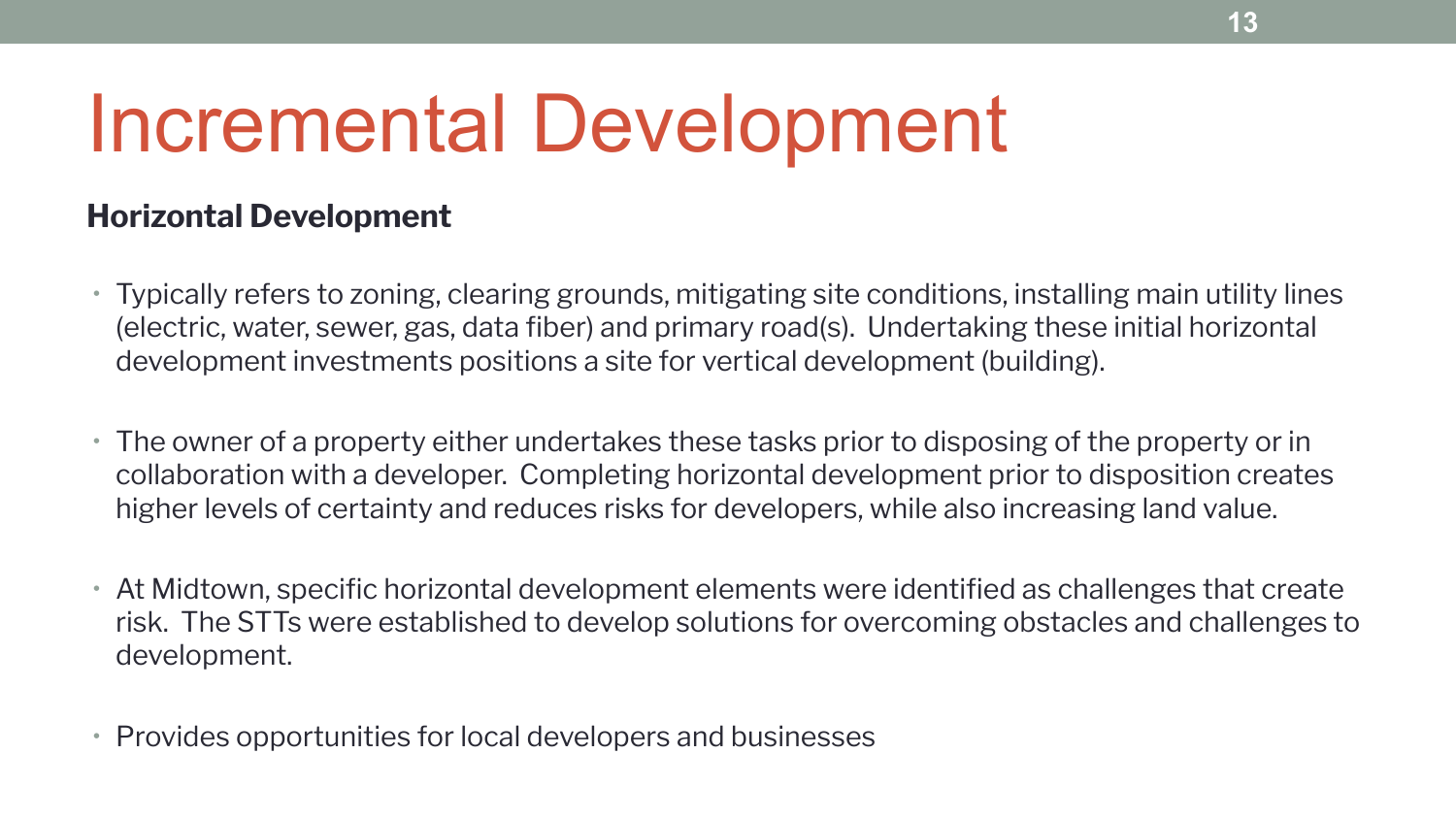# Incremental Development

**Horizontal Development**

- Typically refers to zoning, clearing grounds, mitigating site conditions, installing main utility lines (electric, water, sewer, gas, data fiber) and primary road(s). Undertaking these initial horizontal development investments positions a site for vertical development (building).
- The owner of a property either undertakes these tasks prior to disposing of the property or in collaboration with a developer. Completing horizontal development prior to disposition creates higher levels of certainty and reduces risks for developers, while also increasing land value.
- At Midtown, specific horizontal development elements were identified as challenges that create risk. The STTs were established to develop solutions for overcoming obstacles and challenges to development.
- Provides opportunities for local developers and businesses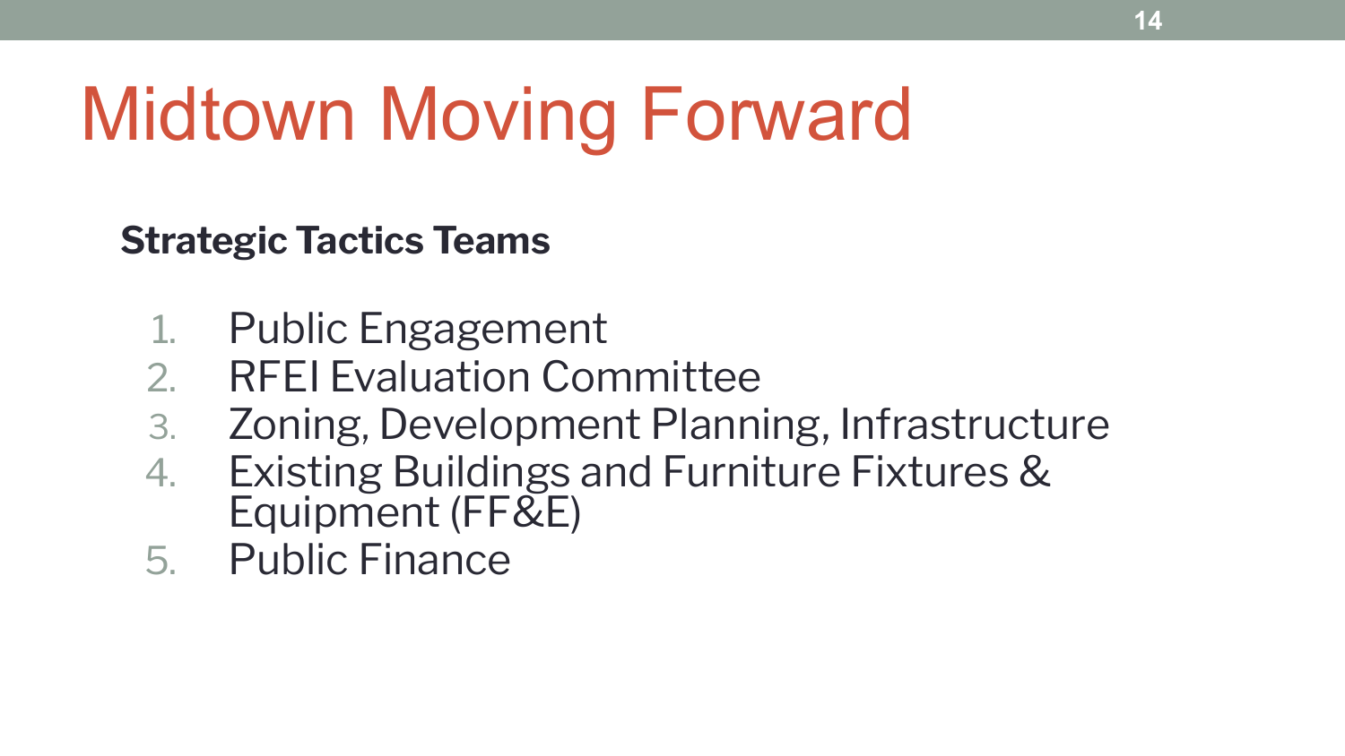# Midtown Moving Forward

**Strategic Tactics Teams**

1. Public Engagement
2. RFEI Evaluation Committee
3. Zoning, Development Planning, Infrastructure
4. Existing Buildings and Furniture Fixtures & Equipment (FF&E)
5. Public Finance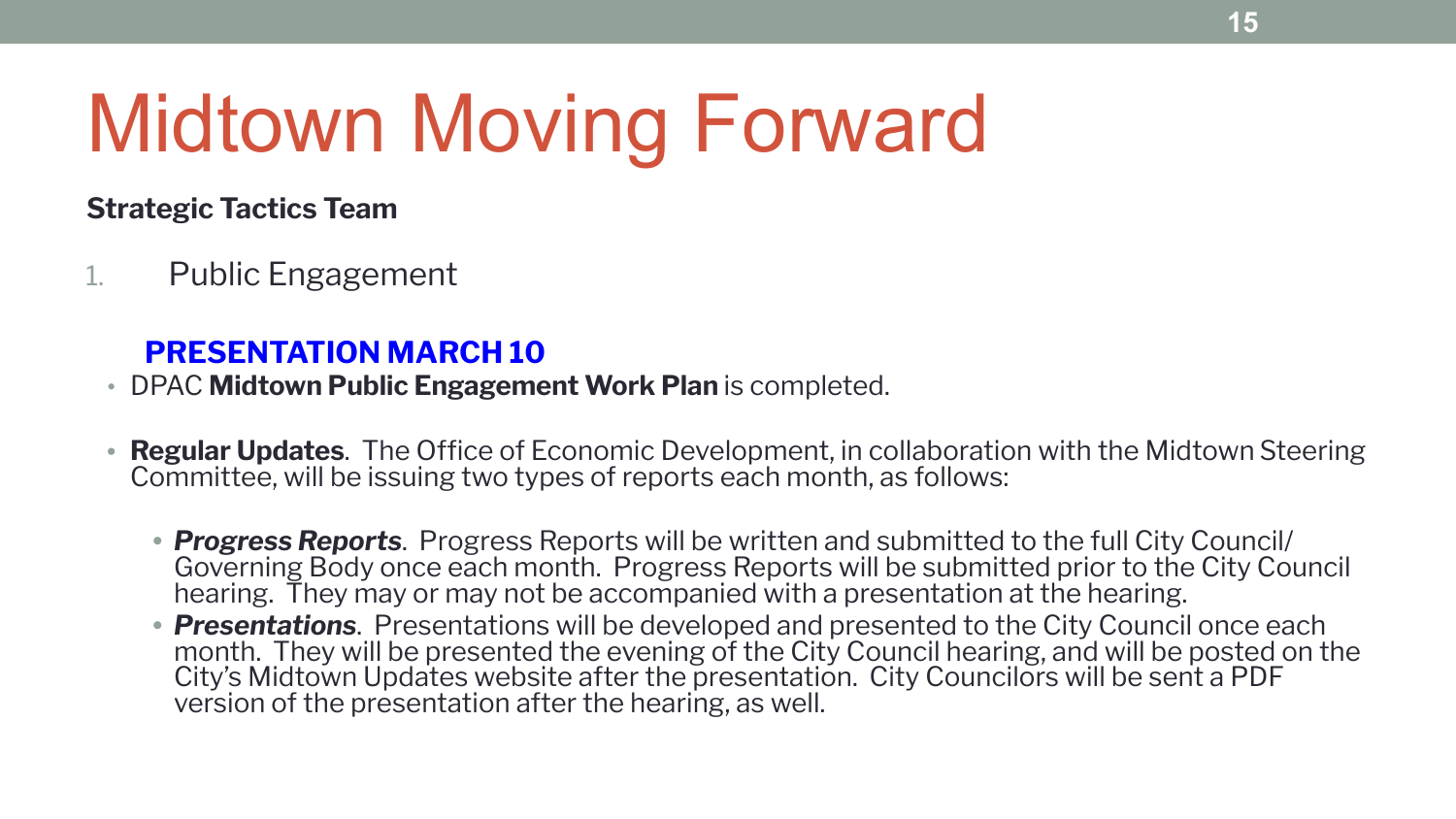# Midtown Moving Forward

**Strategic Tactics Team**

1. Public Engagement

**PRESENTATION MARCH 10**

- DPAC **Midtown Public Engagement Work Plan** is completed.

- **Regular Updates**. The Office of Economic Development, in collaboration with the Midtown Steering Committee, will be issuing two types of reports each month, as follows:

  - ***Progress Reports***. Progress Reports will be written and submitted to the full City Council/ Governing Body once each month. Progress Reports will be submitted prior to the City Council hearing. They may or may not be accompanied with a presentation at the hearing.
  - ***Presentations***. Presentations will be developed and presented to the City Council once each month. They will be presented the evening of the City Council hearing, and will be posted on the City's Midtown Updates website after the presentation. City Councilors will be sent a PDF version of the presentation after the hearing, as well.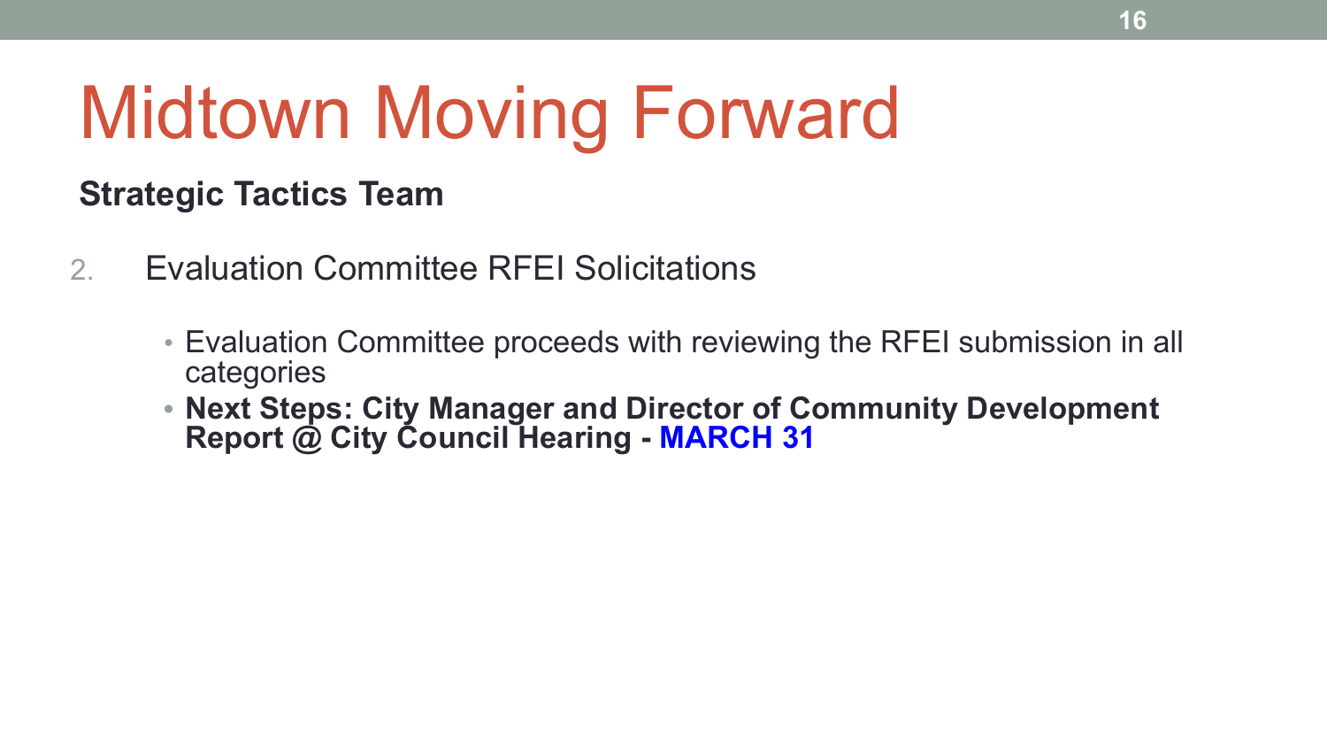# Midtown Moving Forward

**Strategic Tactics Team**

2. Evaluation Committee RFEI Solicitations

   - Evaluation Committee proceeds with reviewing the RFEI submission in all categories
   - **Next Steps: City Manager and Director of Community Development Report @ City Council Hearing - MARCH 31**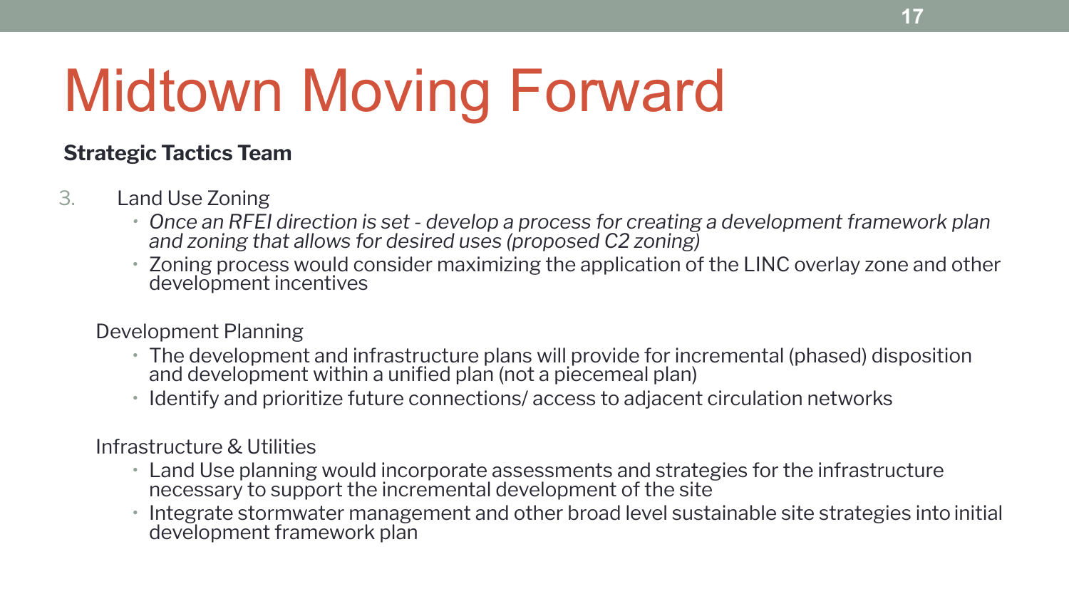# Midtown Moving Forward

**Strategic Tactics Team**

3. Land Use Zoning
   - *Once an RFEI direction is set - develop a process for creating a development framework plan and zoning that allows for desired uses (proposed C2 zoning)*
   - Zoning process would consider maximizing the application of the LINC overlay zone and other development incentives

   Development Planning
   - The development and infrastructure plans will provide for incremental (phased) disposition and development within a unified plan (not a piecemeal plan)
   - Identify and prioritize future connections/ access to adjacent circulation networks

   Infrastructure & Utilities
   - Land Use planning would incorporate assessments and strategies for the infrastructure necessary to support the incremental development of the site
   - Integrate stormwater management and other broad level sustainable site strategies into initial development framework plan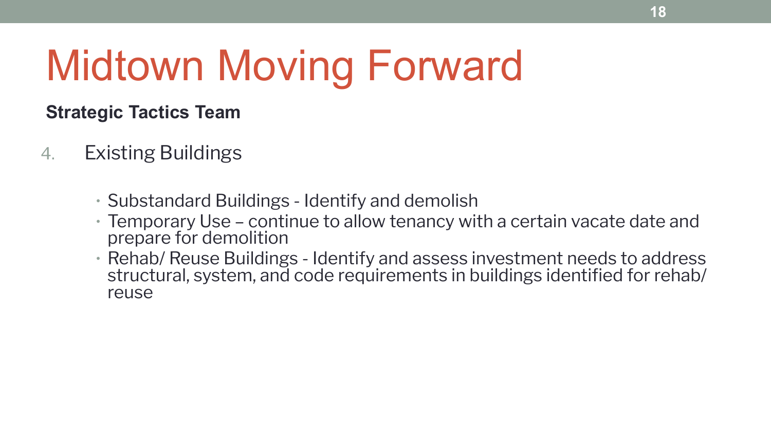# Midtown Moving Forward

**Strategic Tactics Team**

4. Existing Buildings

   - Substandard Buildings - Identify and demolish
   - Temporary Use – continue to allow tenancy with a certain vacate date and prepare for demolition
   - Rehab/ Reuse Buildings - Identify and assess investment needs to address structural, system, and code requirements in buildings identified for rehab/ reuse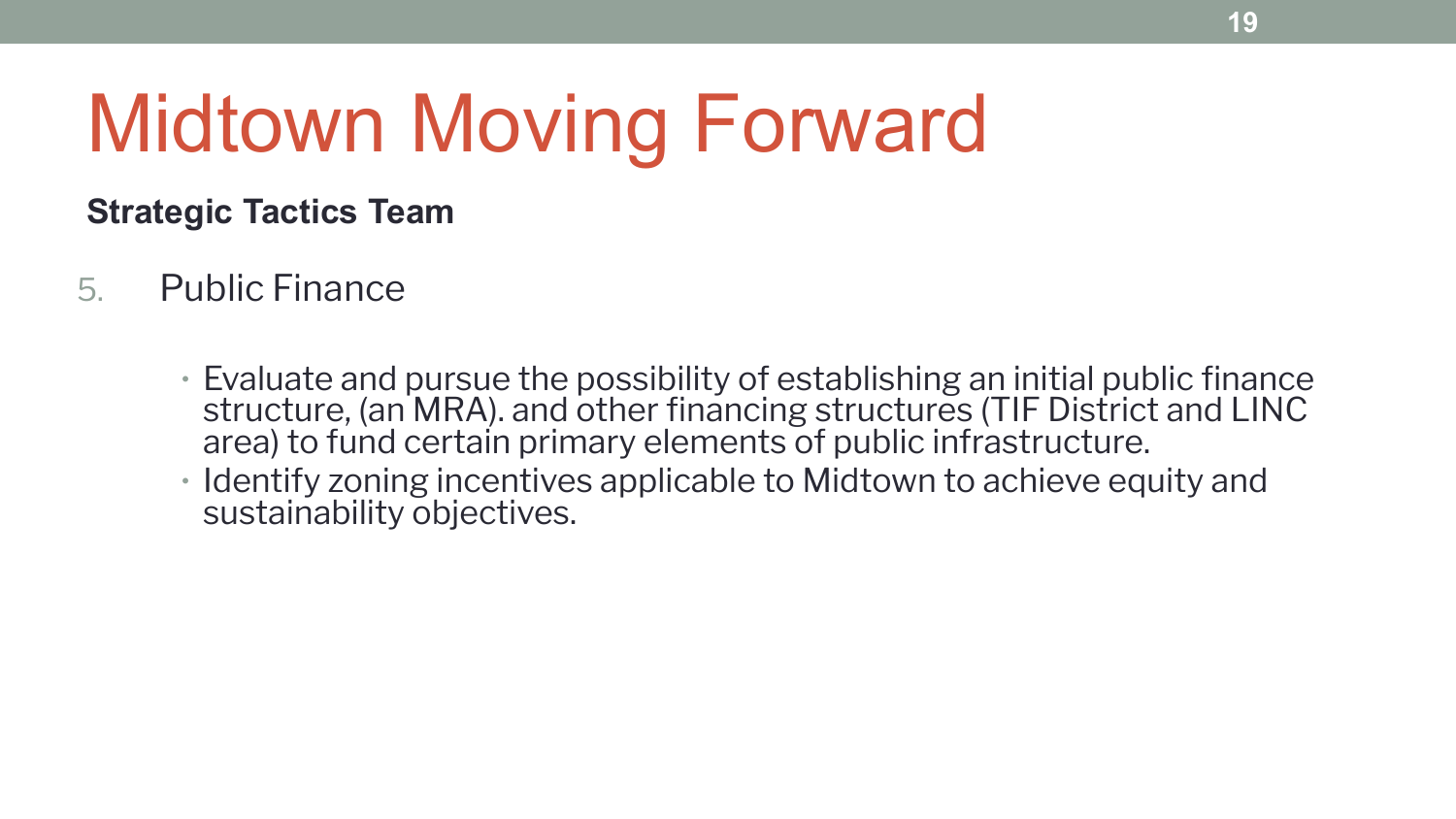# Midtown Moving Forward

**Strategic Tactics Team**

5. Public Finance

    - Evaluate and pursue the possibility of establishing an initial public finance structure, (an MRA). and other financing structures (TIF District and LINC area) to fund certain primary elements of public infrastructure.
    - Identify zoning incentives applicable to Midtown to achieve equity and sustainability objectives.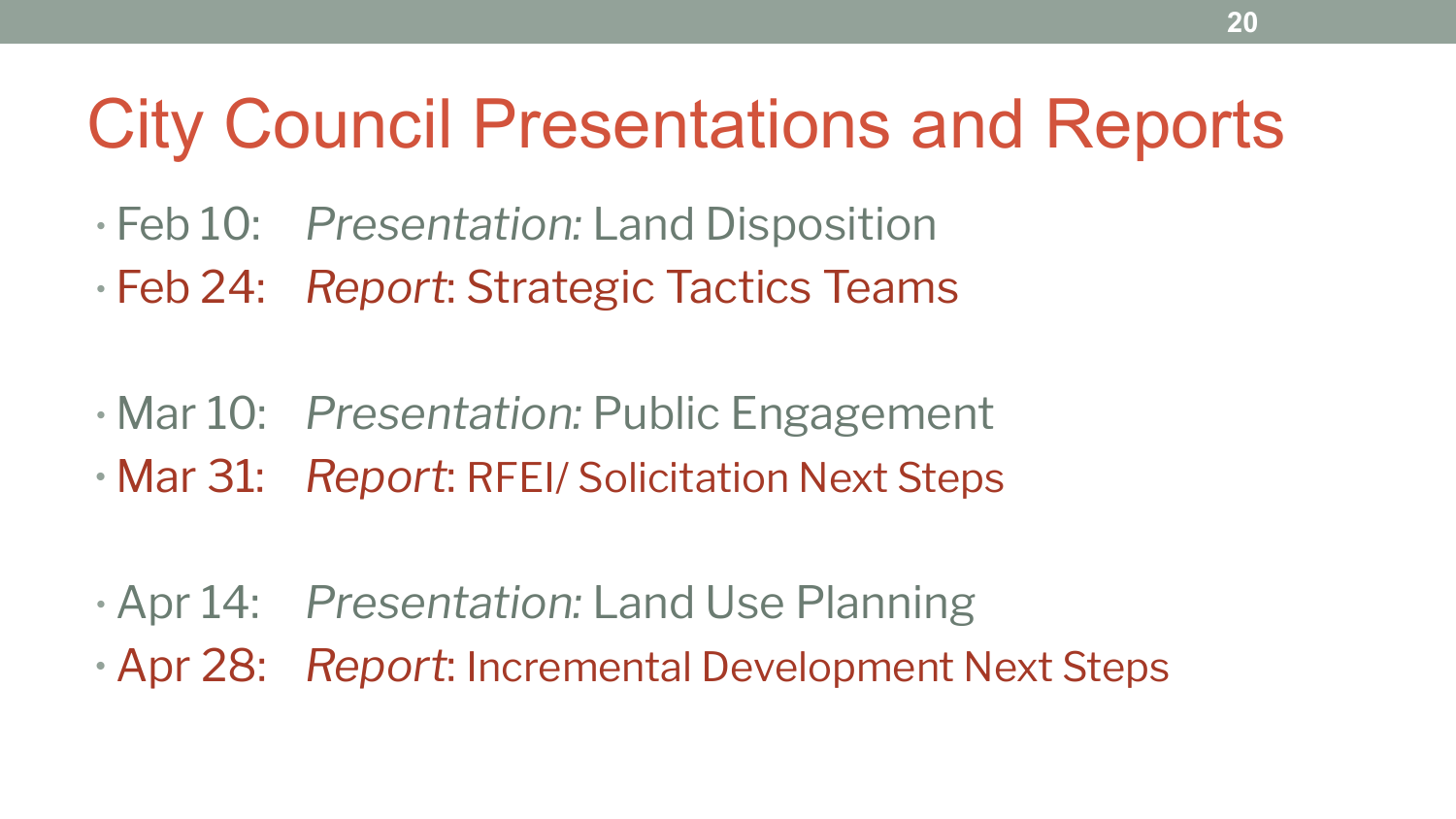# City Council Presentations and Reports

- Feb 10: *Presentation:* Land Disposition
- Feb 24: *Report*: Strategic Tactics Teams

- Mar 10: *Presentation:* Public Engagement
- Mar 31: *Report*: RFEI/ Solicitation Next Steps

- Apr 14: *Presentation:* Land Use Planning
- Apr 28: *Report*: Incremental Development Next Steps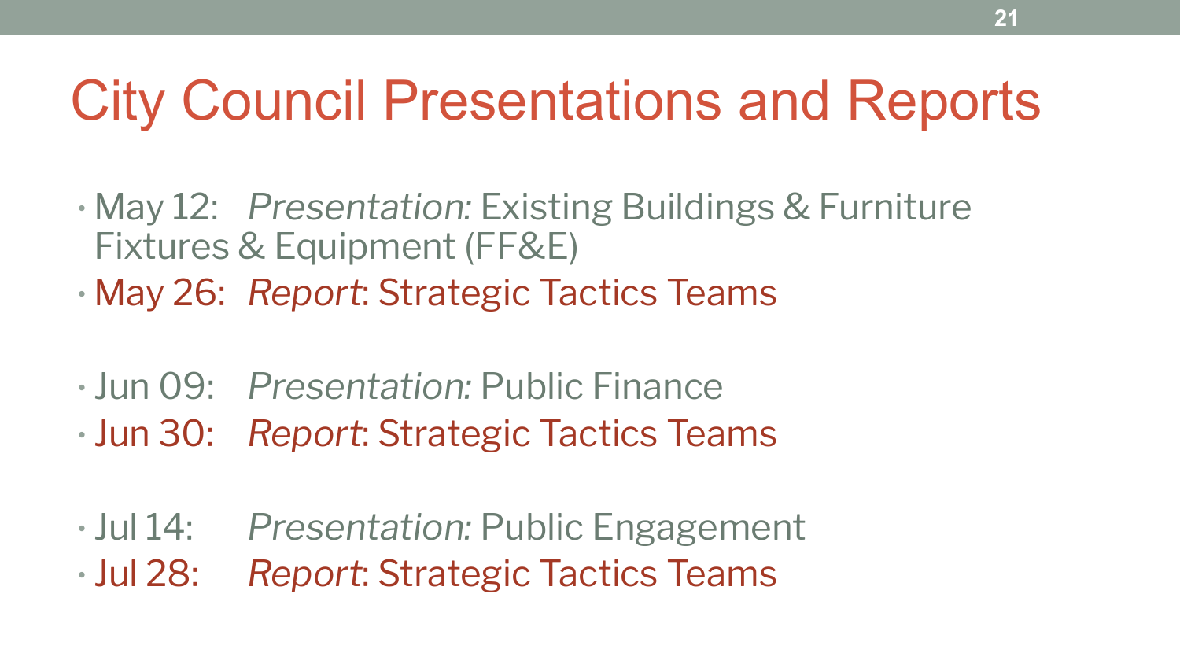# City Council Presentations and Reports

- May 12: *Presentation:* Existing Buildings & Furniture Fixtures & Equipment (FF&E)
- May 26: *Report*: Strategic Tactics Teams

- Jun 09: *Presentation:* Public Finance
- Jun 30: *Report*: Strategic Tactics Teams

- Jul 14: *Presentation:* Public Engagement
- Jul 28: *Report*: Strategic Tactics Teams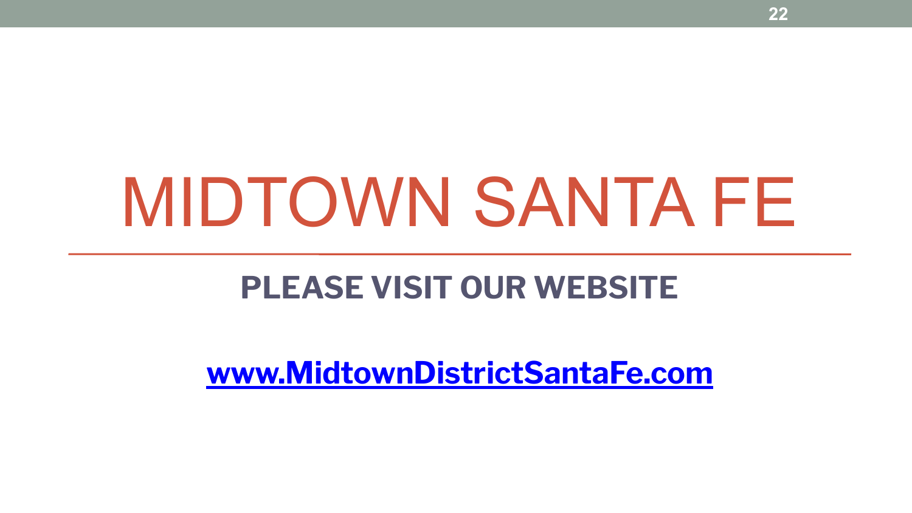# MIDTOWN SANTA FE

## PLEASE VISIT OUR WEBSITE

**[www.MidtownDistrictSantaFe.com](http://www.MidtownDistrictSantaFe.com)**